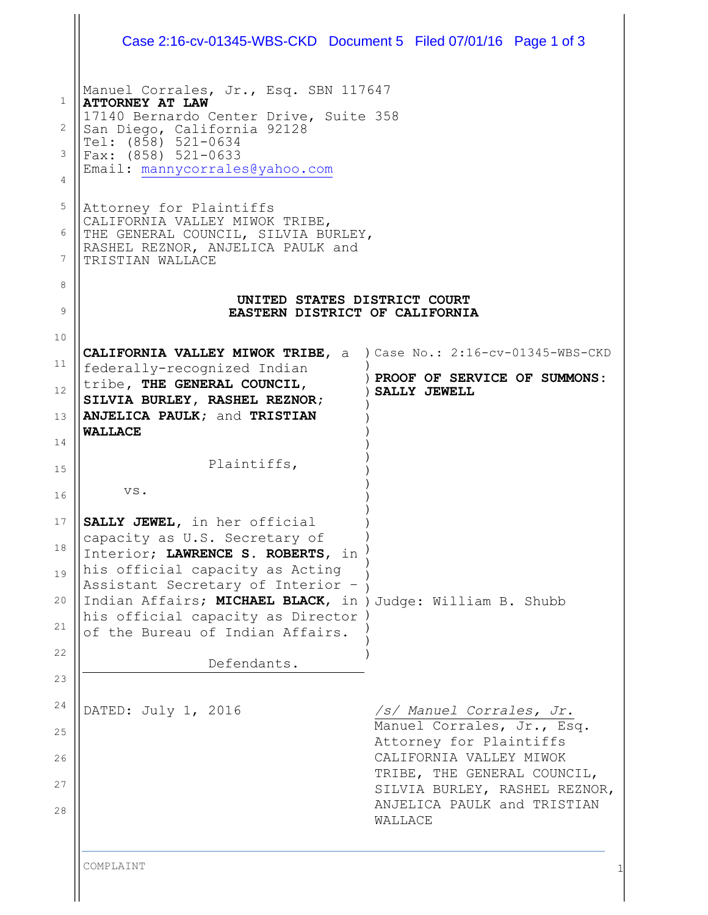Manuel Corrales, Jr., Esq. SBN 117647
**ATTORNEY AT LAW**
17140 Bernardo Center Drive, Suite 358
San Diego, California 92128
Tel: (858) 521-0634
Fax: (858) 521-0633
Email: mannycorrales@yahoo.com

Attorney for Plaintiffs
CALIFORNIA VALLEY MIWOK TRIBE,
THE GENERAL COUNCIL, SILVIA BURLEY,
RASHEL REZNOR, ANJELICA PAULK and
TRISTIAN WALLACE

**UNITED STATES DISTRICT COURT**
**EASTERN DISTRICT OF CALIFORNIA**

| | |
|---|---|
| **CALIFORNIA VALLEY MIWOK TRIBE**, a federally-recognized Indian tribe, **THE GENERAL COUNCIL, SILVIA BURLEY, RASHEL REZNOR; ANJELICA PAULK**; and **TRISTIAN WALLACE**<br><br>Plaintiffs,<br><br>vs.<br><br>**SALLY JEWEL**, in her official capacity as U.S. Secretary of Interior; **LAWRENCE S. ROBERTS**, in his official capacity as Acting Assistant Secretary of Interior – Indian Affairs; **MICHAEL BLACK**, in his official capacity as Director of the Bureau of Indian Affairs.<br><br>Defendants. | Case No.: 2:16-cv-01345-WBS-CKD<br><br>**PROOF OF SERVICE OF SUMMONS: SALLY JEWELL**<br><br>Judge: William B. Shubb |

DATED: July 1, 2016

*/s/ Manuel Corrales, Jr.*
Manuel Corrales, Jr., Esq.
Attorney for Plaintiffs
CALIFORNIA VALLEY MIWOK TRIBE, THE GENERAL COUNCIL, SILVIA BURLEY, RASHEL REZNOR, ANJELICA PAULK and TRISTIAN WALLACE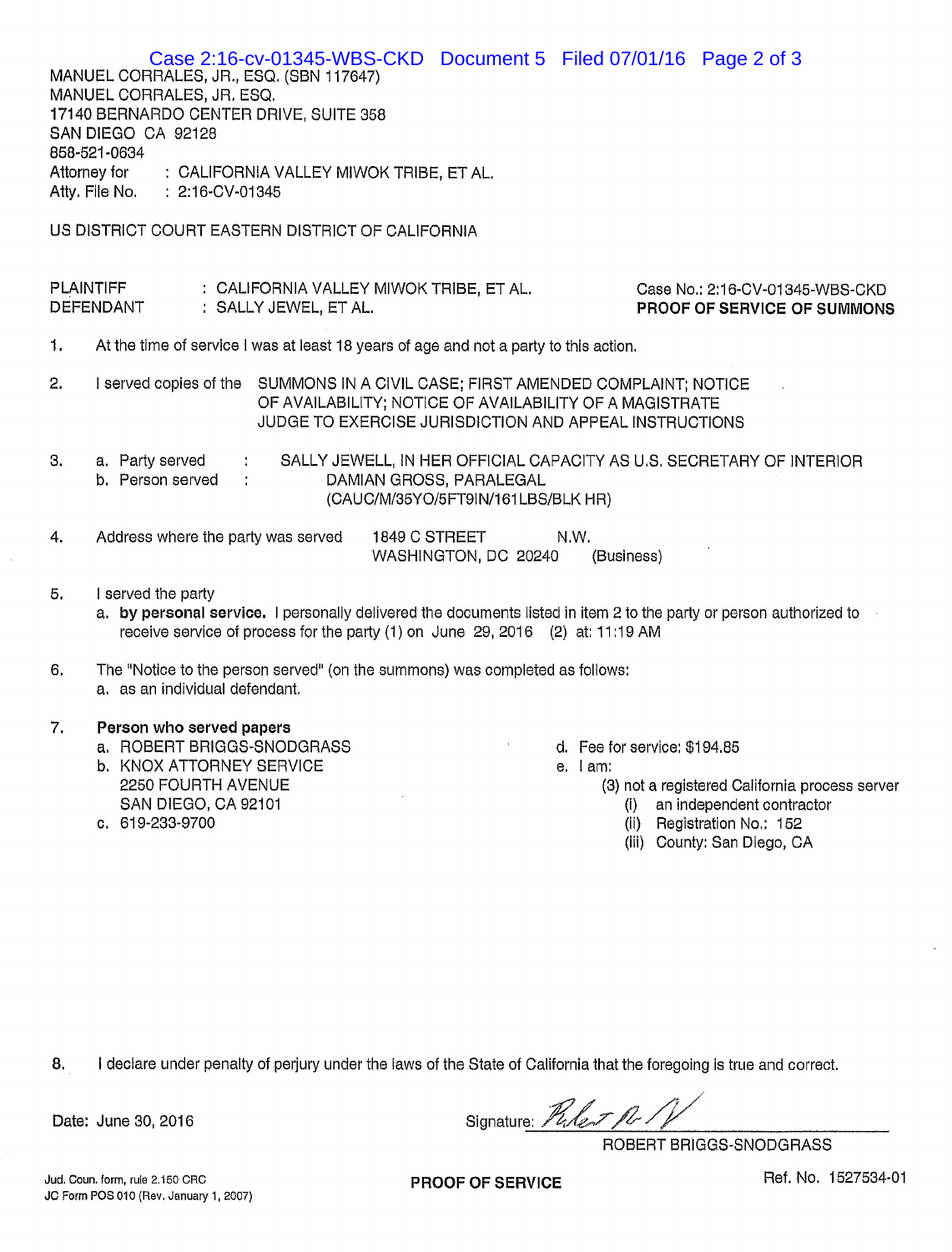MANUEL CORRALES, JR., ESQ. (SBN 117647)
MANUEL CORRALES, JR. ESQ.
17140 BERNARDO CENTER DRIVE, SUITE 358
SAN DIEGO CA 92128
858-521-0634
Attorney for : CALIFORNIA VALLEY MIWOK TRIBE, ET AL.
Atty. File No. : 2:16-CV-01345

US DISTRICT COURT EASTERN DISTRICT OF CALIFORNIA

PLAINTIFF : CALIFORNIA VALLEY MIWOK TRIBE, ET AL.
DEFENDANT : SALLY JEWEL, ET AL.

Case No.: 2:16-CV-01345-WBS-CKD
**PROOF OF SERVICE OF SUMMONS**

1. At the time of service I was at least 18 years of age and not a party to this action.

2. I served copies of the SUMMONS IN A CIVIL CASE; FIRST AMENDED COMPLAINT; NOTICE OF AVAILABILITY; NOTICE OF AVAILABILITY OF A MAGISTRATE JUDGE TO EXERCISE JURISDICTION AND APPEAL INSTRUCTIONS

3. a. Party served : SALLY JEWELL, IN HER OFFICIAL CAPACITY AS U.S. SECRETARY OF INTERIOR
   b. Person served : DAMIAN GROSS, PARALEGAL
   (CAUC/M/35YO/5FT9IN/161LBS/BLK HR)

4. Address where the party was served 1849 C STREET N.W.
   WASHINGTON, DC 20240 (Business)

5. I served the party
   a. **by personal service.** I personally delivered the documents listed in item 2 to the party or person authorized to receive service of process for the party (1) on June 29, 2016 (2) at: 11:19 AM

6. The "Notice to the person served" (on the summons) was completed as follows:
   a. as an individual defendant.

7. **Person who served papers**
   a. ROBERT BRIGGS-SNODGRASS
   b. KNOX ATTORNEY SERVICE
   2250 FOURTH AVENUE
   SAN DIEGO, CA 92101
   c. 619-233-9700
   d. Fee for service: $194.85
   e. I am:
   (3) not a registered California process server
   (i) an independent contractor
   (ii) Registration No.: 152
   (iii) County: San Diego, CA

8. I declare under penalty of perjury under the laws of the State of California that the foregoing is true and correct.

Date: June 30, 2016

Signature: [signature]
ROBERT BRIGGS-SNODGRASS

Jud. Coun. form, rule 2.150 CRC
JC Form POS 010 (Rev. January 1, 2007)

**PROOF OF SERVICE**

Ref. No. 1527534-01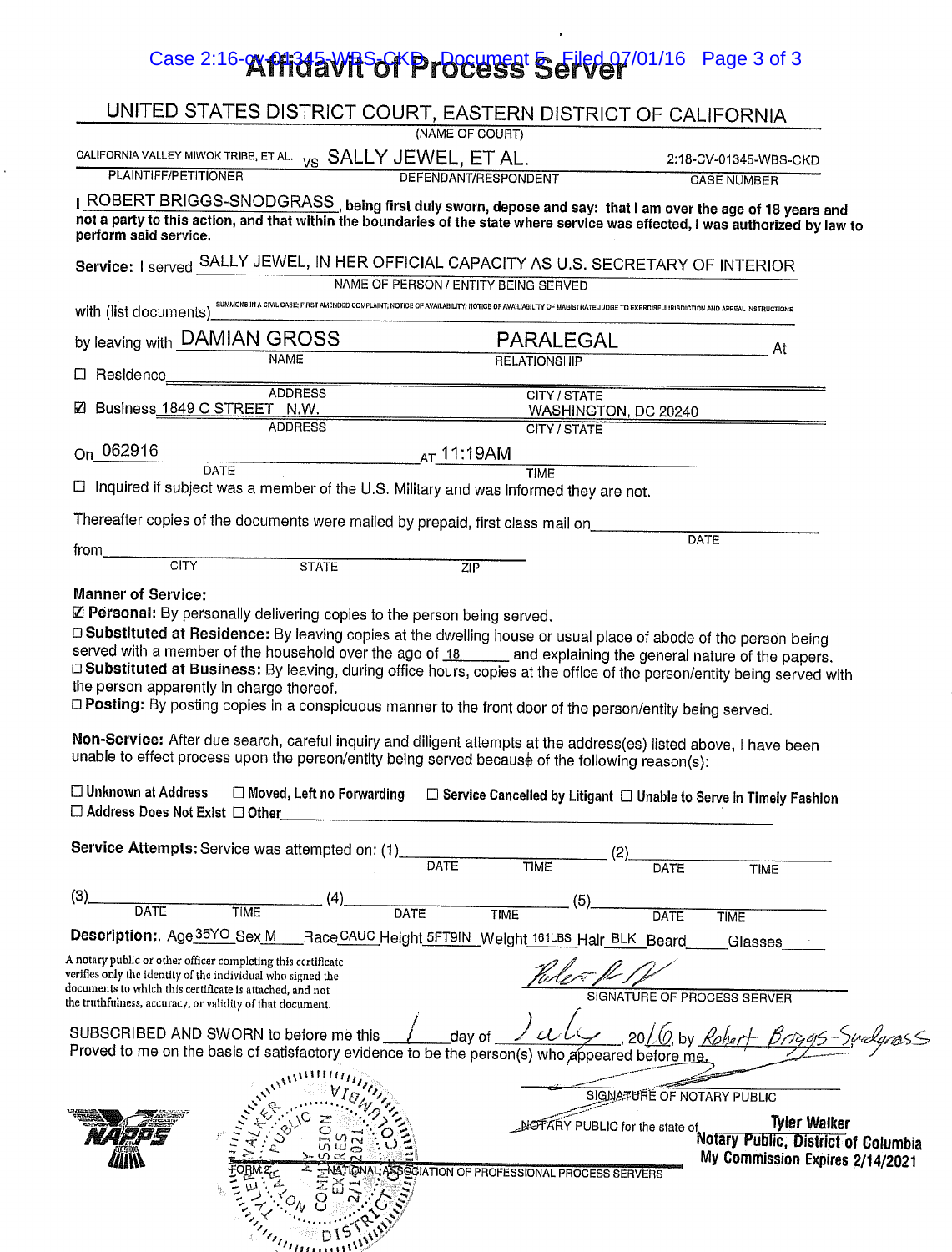# Affidavit of Process Server

UNITED STATES DISTRICT COURT, EASTERN DISTRICT OF CALIFORNIA
(NAME OF COURT)

CALIFORNIA VALLEY MIWOK TRIBE, ET AL. VS SALLY JEWEL, ET AL. 2:18-CV-01345-WBS-CKD

PLAINTIFF/PETITIONER — DEFENDANT/RESPONDENT — CASE NUMBER

I ROBERT BRIGGS-SNODGRASS, **being first duly sworn, depose and say: that I am over the age of 18 years and not a party to this action, and that within the boundaries of the state where service was effected, I was authorized by law to perform said service.**

**Service:** I served SALLY JEWEL, IN HER OFFICIAL CAPACITY AS U.S. SECRETARY OF INTERIOR
NAME OF PERSON / ENTITY BEING SERVED

with (list documents) SUMMONS IN A CIVIL CASE; FIRST AMENDED COMPLAINT; NOTICE OF AVAILABILITY; NOTICE OF AVAILABILITY OF MAGISTRATE JUDGE TO EXERCISE JURISDICTION AND APPEAL INSTRUCTIONS

by leaving with DAMIAN GROSS (NAME) PARALEGAL (RELATIONSHIP) At

☐ Residence ________ ADDRESS ________ CITY / STATE

☑ Business 1849 C STREET N.W. (ADDRESS) WASHINGTON, DC 20240 (CITY / STATE)

On 062916 (DATE) AT 11:19AM (TIME)

☐ Inquired if subject was a member of the U.S. Military and was informed they are not.

Thereafter copies of the documents were mailed by prepaid, first class mail on ________ DATE

from ________ CITY ________ STATE ________ ZIP

**Manner of Service:**

☑ **Personal:** By personally delivering copies to the person being served.

☐ **Substituted at Residence:** By leaving copies at the dwelling house or usual place of abode of the person being served with a member of the household over the age of 18 ______ and explaining the general nature of the papers.

☐ **Substituted at Business:** By leaving, during office hours, copies at the office of the person/entity being served with the person apparently in charge thereof.

☐ **Posting:** By posting copies in a conspicuous manner to the front door of the person/entity being served.

**Non-Service:** After due search, careful inquiry and diligent attempts at the address(es) listed above, I have been unable to effect process upon the person/entity being served because of the following reason(s):

☐ Unknown at Address ☐ Moved, Left no Forwarding ☐ Service Cancelled by Litigant ☐ Unable to Serve in Timely Fashion
☐ Address Does Not Exist ☐ Other ________

**Service Attempts:** Service was attempted on: (1) ________ DATE TIME (2) ________ DATE TIME

(3) ________ DATE TIME (4) ________ DATE TIME (5) ________ DATE TIME

**Description:** Age 35YO Sex M Race CAUC Height 5FT9IN Weight 161LBS Hair BLK Beard ____ Glasses ____

A notary public or other officer completing this certificate verifies only the identity of the individual who signed the documents to which this certificate is attached, and not the truthfulness, accuracy, or validity of that document.

SIGNATURE OF PROCESS SERVER

SUBSCRIBED AND SWORN to before me this 1 day of July, 2016, by Robert Briggs-Snodgrass
Proved to me on the basis of satisfactory evidence to be the person(s) who appeared before me.

SIGNATURE OF NOTARY PUBLIC

NOTARY PUBLIC for the state of

Tyler Walker
Notary Public, District of Columbia
My Commission Expires 2/14/2021

FORM 2 NATIONAL ASSOCIATION OF PROFESSIONAL PROCESS SERVERS